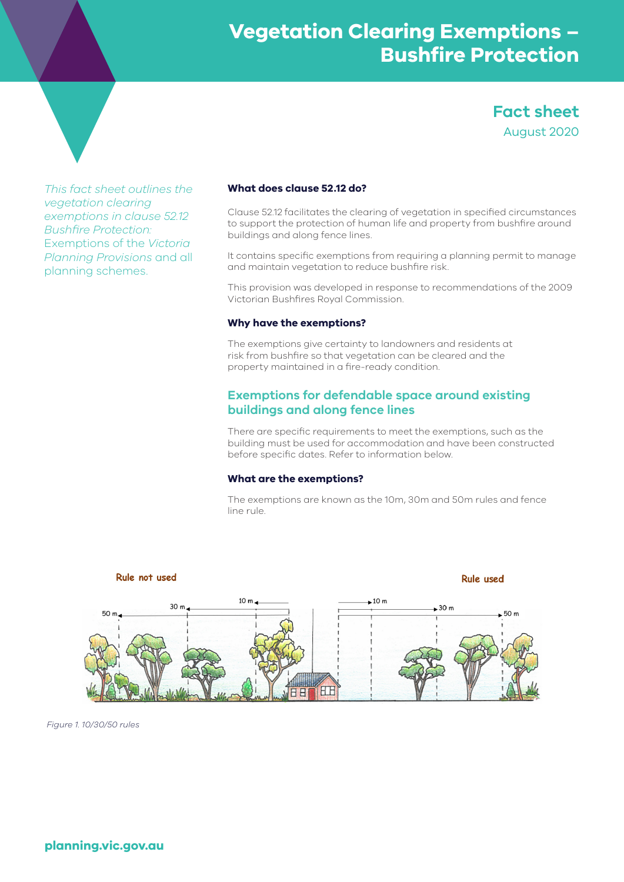# Vegetation Clearing Exemptions – Bushfire Protection

## Fact sheet

August 2020

*This fact sheet outlines the vegetation clearing exemptions in clause 52.12 Bushfire Protection:* Exemptions of the *Victoria Planning Provisions* and all planning schemes.

### What does clause 52.12 do?

Clause 52.12 facilitates the clearing of vegetation in specified circumstances to support the protection of human life and property from bushfire around buildings and along fence lines.

It contains specific exemptions from requiring a planning permit to manage and maintain vegetation to reduce bushfire risk.

This provision was developed in response to recommendations of the 2009 Victorian Bushfires Royal Commission.

### Why have the exemptions?

The exemptions give certainty to landowners and residents at risk from bushfire so that vegetation can be cleared and the property maintained in a fire-ready condition.

## Exemptions for defendable space around existing buildings and along fence lines

There are specific requirements to meet the exemptions, such as the building must be used for accommodation and have been constructed before specific dates. Refer to information below.

### What are the exemptions?

The exemptions are known as the 10m, 30m and 50m rules and fence line rule.

*Figure 1. 10/30/50 rules*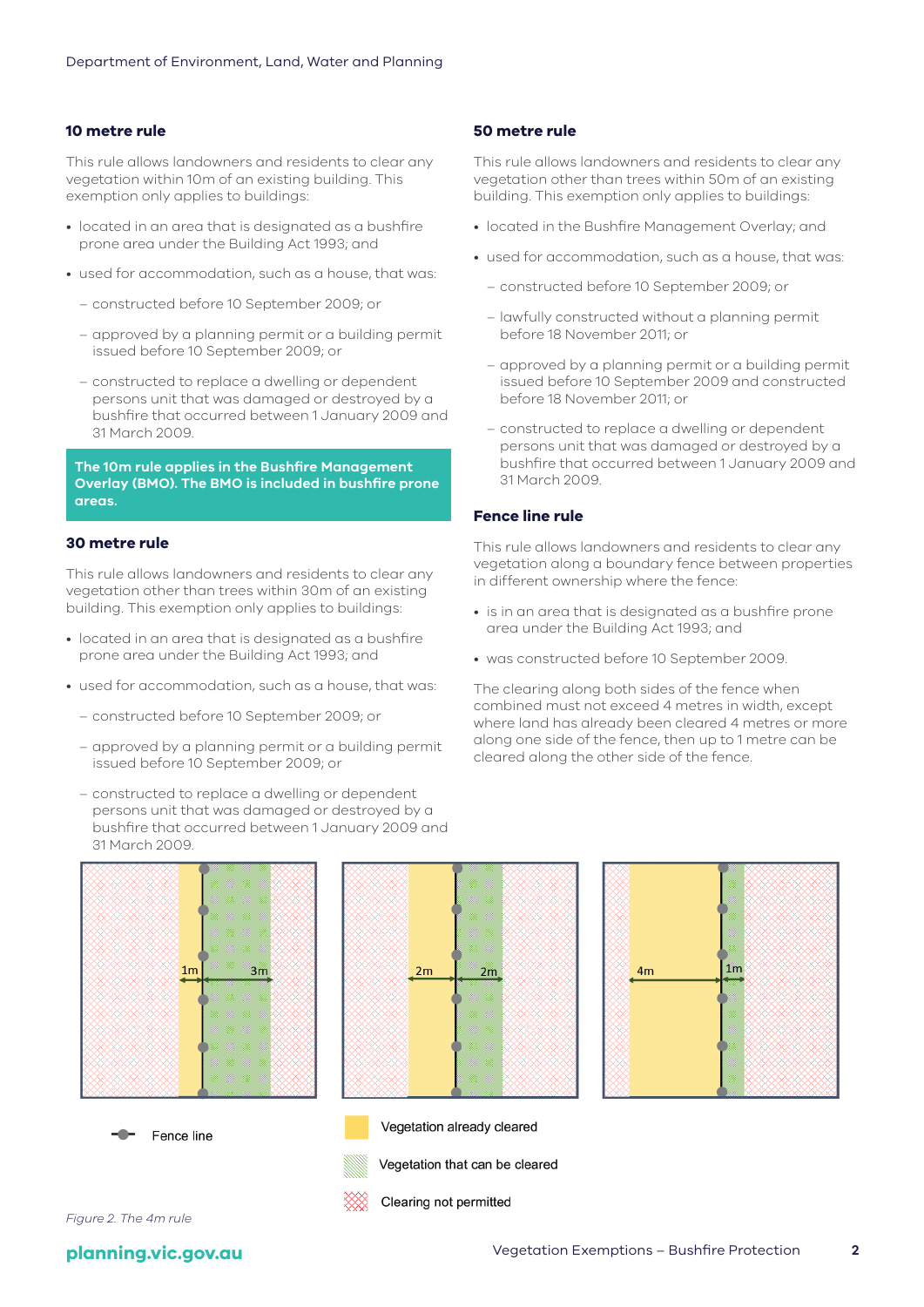### 10 metre rule

This rule allows landowners and residents to clear any vegetation within 10m of an existing building. This exemption only applies to buildings:

- located in an area that is designated as a bushfire prone area under the Building Act 1993; and
- used for accommodation, such as a house, that was:
  - constructed before 10 September 2009; or
  - approved by a planning permit or a building permit issued before 10 September 2009; or
  - constructed to replace a dwelling or dependent persons unit that was damaged or destroyed by a bushfire that occurred between 1 January 2009 and 31 March 2009.

**The 10m rule applies in the Bushfire Management Overlay (BMO). The BMO is included in bushfire prone areas.**

### 30 metre rule

This rule allows landowners and residents to clear any vegetation other than trees within 30m of an existing building. This exemption only applies to buildings:

- located in an area that is designated as a bushfire prone area under the Building Act 1993; and
- used for accommodation, such as a house, that was:
  - constructed before 10 September 2009; or
  - approved by a planning permit or a building permit issued before 10 September 2009; or
  - constructed to replace a dwelling or dependent persons unit that was damaged or destroyed by a bushfire that occurred between 1 January 2009 and 31 March 2009.

### 50 metre rule

This rule allows landowners and residents to clear any vegetation other than trees within 50m of an existing building. This exemption only applies to buildings:

- located in the Bushfire Management Overlay; and
- used for accommodation, such as a house, that was:
  - constructed before 10 September 2009; or
  - lawfully constructed without a planning permit before 18 November 2011; or
  - approved by a planning permit or a building permit issued before 10 September 2009 and constructed before 18 November 2011; or
  - constructed to replace a dwelling or dependent persons unit that was damaged or destroyed by a bushfire that occurred between 1 January 2009 and 31 March 2009.

### Fence line rule

This rule allows landowners and residents to clear any vegetation along a boundary fence between properties in different ownership where the fence:

- is in an area that is designated as a bushfire prone area under the Building Act 1993; and
- was constructed before 10 September 2009.

The clearing along both sides of the fence when combined must not exceed 4 metres in width, except where land has already been cleared 4 metres or more along one side of the fence, then up to 1 metre can be cleared along the other side of the fence.

*Figure 2. The 4m rule*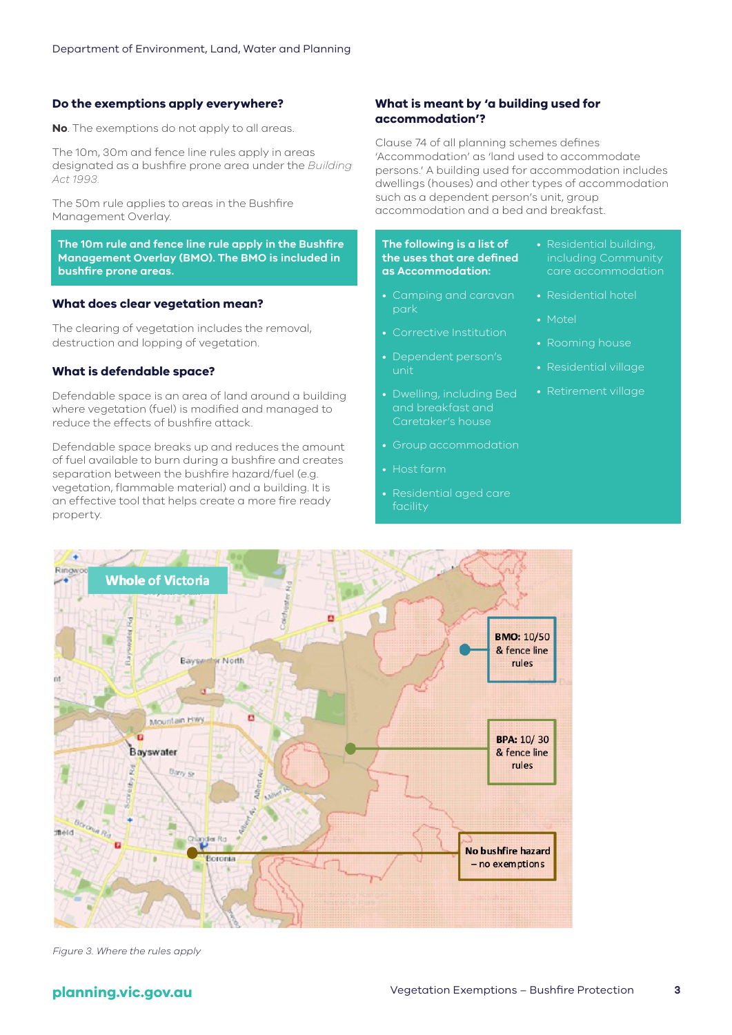## Do the exemptions apply everywhere?

**No**. The exemptions do not apply to all areas.

The 10m, 30m and fence line rules apply in areas designated as a bushfire prone area under the *Building Act 1993*.

The 50m rule applies to areas in the Bushfire Management Overlay.

**The 10m rule and fence line rule apply in the Bushfire Management Overlay (BMO). The BMO is included in bushfire prone areas.**

## What does clear vegetation mean?

The clearing of vegetation includes the removal, destruction and lopping of vegetation.

## What is defendable space?

Defendable space is an area of land around a building where vegetation (fuel) is modified and managed to reduce the effects of bushfire attack.

Defendable space breaks up and reduces the amount of fuel available to burn during a bushfire and creates separation between the bushfire hazard/fuel (e.g. vegetation, flammable material) and a building. It is an effective tool that helps create a more fire ready property.

## What is meant by 'a building used for accommodation'?

Clause 74 of all planning schemes defines 'Accommodation' as 'land used to accommodate persons.' A building used for accommodation includes dwellings (houses) and other types of accommodation such as a dependent person's unit, group accommodation and a bed and breakfast.

**The following is a list of the uses that are defined as Accommodation:**

- Camping and caravan park
- Corrective Institution
- Dependent person's unit
- Dwelling, including Bed and breakfast and Caretaker's house
- Group accommodation
- Host farm
- Residential aged care facility
- Residential building, including Community care accommodation
- Residential hotel
- Motel
- Rooming house
- Residential village
- Retirement village

Whole of Victoria

**BMO:** 10/50 & fence line rules

**BPA:** 10/ 30 & fence line rules

**No bushfire hazard** – no exemptions

*Figure 3. Where the rules apply*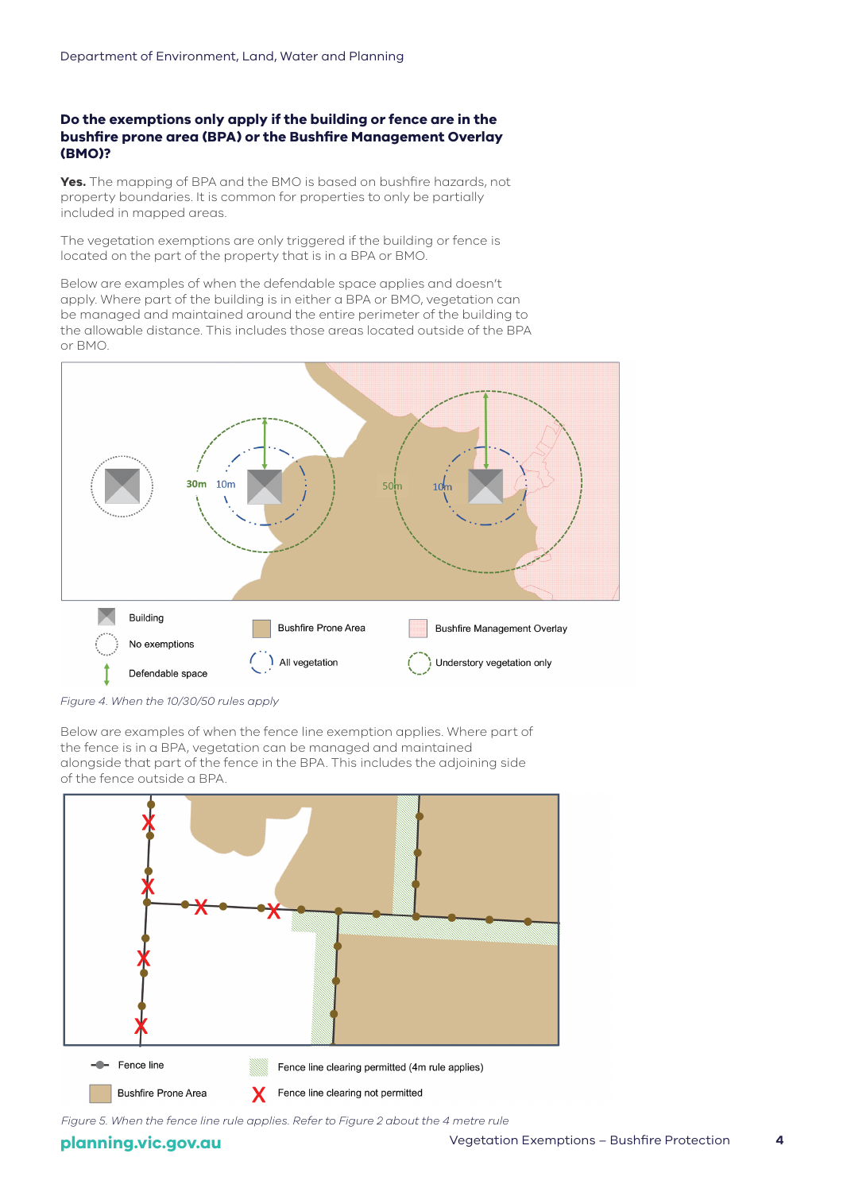### Do the exemptions only apply if the building or fence are in the bushfire prone area (BPA) or the Bushfire Management Overlay (BMO)?

**Yes.** The mapping of BPA and the BMO is based on bushfire hazards, not property boundaries. It is common for properties to only be partially included in mapped areas.

The vegetation exemptions are only triggered if the building or fence is located on the part of the property that is in a BPA or BMO.

Below are examples of when the defendable space applies and doesn't apply. Where part of the building is in either a BPA or BMO, vegetation can be managed and maintained around the entire perimeter of the building to the allowable distance. This includes those areas located outside of the BPA or BMO.

*Figure 4. When the 10/30/50 rules apply*

Below are examples of when the fence line exemption applies. Where part of the fence is in a BPA, vegetation can be managed and maintained alongside that part of the fence in the BPA. This includes the adjoining side of the fence outside a BPA.

*Figure 5. When the fence line rule applies. Refer to Figure 2 about the 4 metre rule*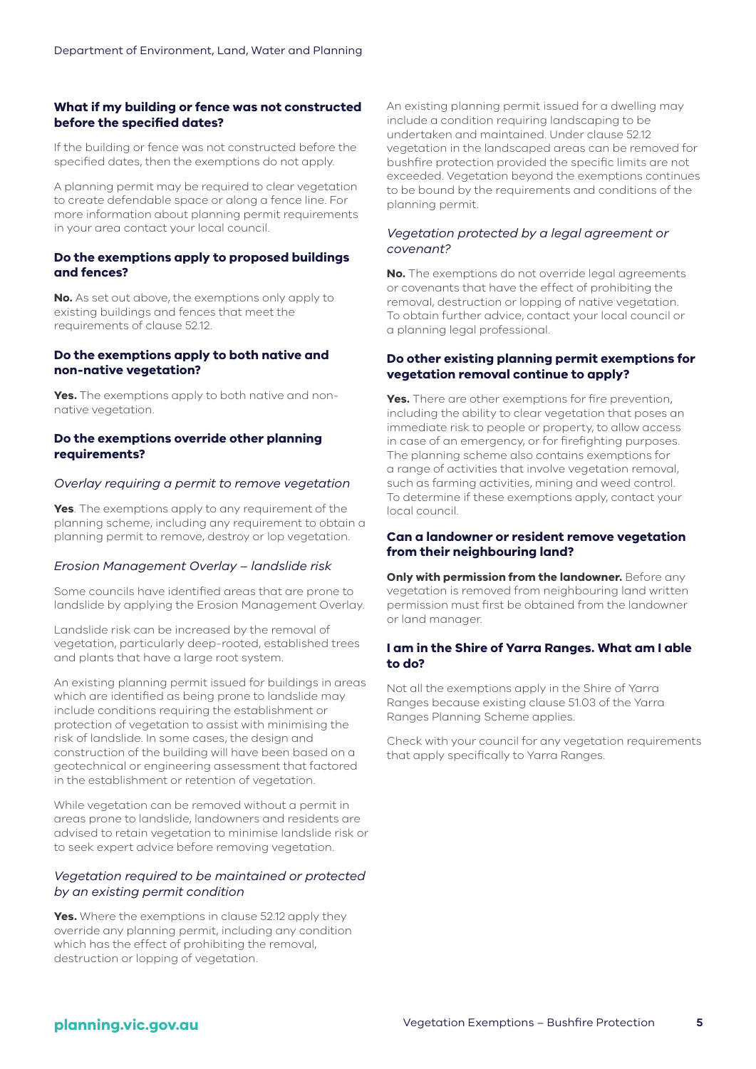### What if my building or fence was not constructed before the specified dates?

If the building or fence was not constructed before the specified dates, then the exemptions do not apply.

A planning permit may be required to clear vegetation to create defendable space or along a fence line. For more information about planning permit requirements in your area contact your local council.

### Do the exemptions apply to proposed buildings and fences?

**No.** As set out above, the exemptions only apply to existing buildings and fences that meet the requirements of clause 52.12.

### Do the exemptions apply to both native and non-native vegetation?

**Yes.** The exemptions apply to both native and non-native vegetation.

### Do the exemptions override other planning requirements?

*Overlay requiring a permit to remove vegetation*

**Yes**. The exemptions apply to any requirement of the planning scheme, including any requirement to obtain a planning permit to remove, destroy or lop vegetation.

*Erosion Management Overlay – landslide risk*

Some councils have identified areas that are prone to landslide by applying the Erosion Management Overlay.

Landslide risk can be increased by the removal of vegetation, particularly deep-rooted, established trees and plants that have a large root system.

An existing planning permit issued for buildings in areas which are identified as being prone to landslide may include conditions requiring the establishment or protection of vegetation to assist with minimising the risk of landslide. In some cases, the design and construction of the building will have been based on a geotechnical or engineering assessment that factored in the establishment or retention of vegetation.

While vegetation can be removed without a permit in areas prone to landslide, landowners and residents are advised to retain vegetation to minimise landslide risk or to seek expert advice before removing vegetation.

*Vegetation required to be maintained or protected by an existing permit condition*

**Yes.** Where the exemptions in clause 52.12 apply they override any planning permit, including any condition which has the effect of prohibiting the removal, destruction or lopping of vegetation.

An existing planning permit issued for a dwelling may include a condition requiring landscaping to be undertaken and maintained. Under clause 52.12 vegetation in the landscaped areas can be removed for bushfire protection provided the specific limits are not exceeded. Vegetation beyond the exemptions continues to be bound by the requirements and conditions of the planning permit.

*Vegetation protected by a legal agreement or covenant?*

**No.** The exemptions do not override legal agreements or covenants that have the effect of prohibiting the removal, destruction or lopping of native vegetation. To obtain further advice, contact your local council or a planning legal professional.

### Do other existing planning permit exemptions for vegetation removal continue to apply?

**Yes.** There are other exemptions for fire prevention, including the ability to clear vegetation that poses an immediate risk to people or property, to allow access in case of an emergency, or for firefighting purposes. The planning scheme also contains exemptions for a range of activities that involve vegetation removal, such as farming activities, mining and weed control. To determine if these exemptions apply, contact your local council.

### Can a landowner or resident remove vegetation from their neighbouring land?

**Only with permission from the landowner.** Before any vegetation is removed from neighbouring land written permission must first be obtained from the landowner or land manager.

### I am in the Shire of Yarra Ranges. What am I able to do?

Not all the exemptions apply in the Shire of Yarra Ranges because existing clause 51.03 of the Yarra Ranges Planning Scheme applies.

Check with your council for any vegetation requirements that apply specifically to Yarra Ranges.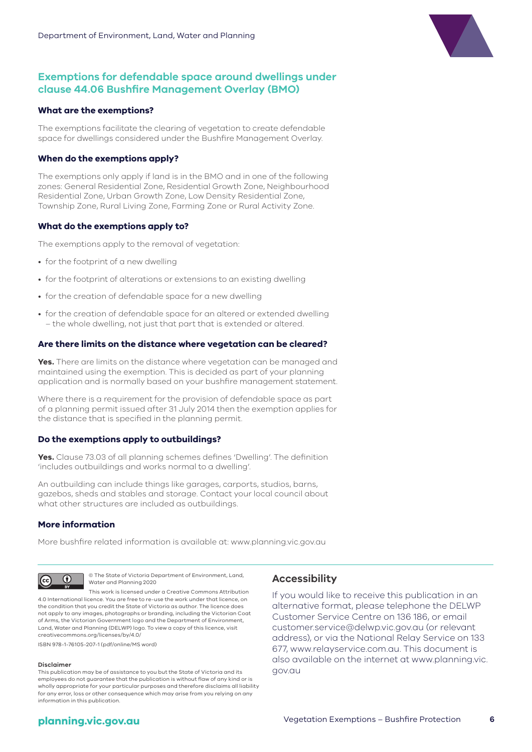## Exemptions for defendable space around dwellings under clause 44.06 Bushfire Management Overlay (BMO)

### What are the exemptions?

The exemptions facilitate the clearing of vegetation to create defendable space for dwellings considered under the Bushfire Management Overlay.

### When do the exemptions apply?

The exemptions only apply if land is in the BMO and in one of the following zones: General Residential Zone, Residential Growth Zone, Neighbourhood Residential Zone, Urban Growth Zone, Low Density Residential Zone, Township Zone, Rural Living Zone, Farming Zone or Rural Activity Zone.

### What do the exemptions apply to?

The exemptions apply to the removal of vegetation:

- for the footprint of a new dwelling
- for the footprint of alterations or extensions to an existing dwelling
- for the creation of defendable space for a new dwelling
- for the creation of defendable space for an altered or extended dwelling – the whole dwelling, not just that part that is extended or altered.

### Are there limits on the distance where vegetation can be cleared?

**Yes.** There are limits on the distance where vegetation can be managed and maintained using the exemption. This is decided as part of your planning application and is normally based on your bushfire management statement.

Where there is a requirement for the provision of defendable space as part of a planning permit issued after 31 July 2014 then the exemption applies for the distance that is specified in the planning permit.

### Do the exemptions apply to outbuildings?

**Yes.** Clause 73.03 of all planning schemes defines 'Dwelling'. The definition 'includes outbuildings and works normal to a dwelling'.

An outbuilding can include things like garages, carports, studios, barns, gazebos, sheds and stables and storage. Contact your local council about what other structures are included as outbuildings.

### More information

More bushfire related information is available at: www.planning.vic.gov.au

© The State of Victoria Department of Environment, Land, Water and Planning 2020

This work is licensed under a Creative Commons Attribution 4.0 International licence. You are free to re-use the work under that licence, on the condition that you credit the State of Victoria as author. The licence does not apply to any images, photographs or branding, including the Victorian Coat of Arms, the Victorian Government logo and the Department of Environment, Land, Water and Planning (DELWP) logo. To view a copy of this licence, visit creativecommons.org/licenses/by/4.0/

ISBN 978-1-76105-207-1 (pdf/online/MS word)

**Disclaimer**

This publication may be of assistance to you but the State of Victoria and its employees do not guarantee that the publication is without flaw of any kind or is wholly appropriate for your particular purposes and therefore disclaims all liability for any error, loss or other consequence which may arise from you relying on any information in this publication.

## Accessibility

If you would like to receive this publication in an alternative format, please telephone the DELWP Customer Service Centre on 136 186, or email customer.service@delwp.vic.gov.au (or relevant address), or via the National Relay Service on 133 677, www.relayservice.com.au. This document is also available on the internet at www.planning.vic.gov.au